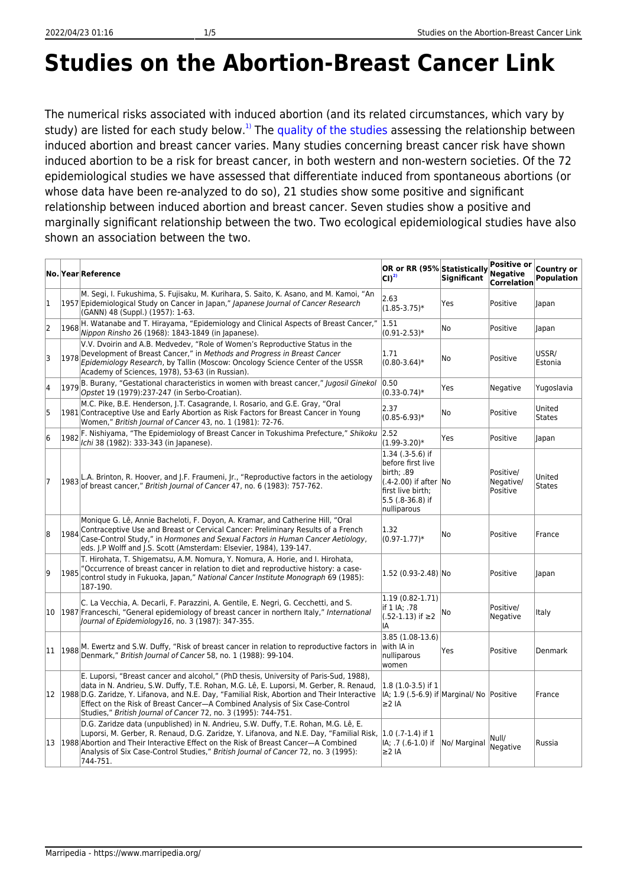# Studies on the Abortion-Breast Cancer Link

The numerical risks associated with induced abortion (and its related circumstances, which vary by study) are listed for each study below.[1)] The quality of the studies assessing the relationship between induced abortion and breast cancer varies. Many studies concerning breast cancer risk have shown induced abortion to be a risk for breast cancer, in both western and non-western societies. Of the 72 epidemiological studies we have assessed that differentiate induced from spontaneous abortions (or whose data have been re-analyzed to do so), 21 studies show some positive and significant relationship between induced abortion and breast cancer. Seven studies show a positive and marginally significant relationship between the two. Two ecological epidemiological studies have also shown an association between the two.

| No. | Year | Reference | OR or RR (95% CI)[2)] | Statistically Significant | Positive or Negative Correlation | Country or Population |
|---|---|---|---|---|---|---|
| 1 | 1957 | M. Segi, I. Fukushima, S. Fujisaku, M. Kurihara, S. Saito, K. Asano, and M. Kamoi, "An Epidemiological Study on Cancer in Japan," *Japanese Journal of Cancer Research* (GANN) 48 (Suppl.) (1957): 1-63. | 2.63 (1.85-3.75)* | Yes | Positive | Japan |
| 2 | 1968 | H. Watanabe and T. Hirayama, "Epidemiology and Clinical Aspects of Breast Cancer," *Nippon Rinsho* 26 (1968): 1843-1849 (in Japanese). | 1.51 (0.91-2.53)* | No | Positive | Japan |
| 3 | 1978 | V.V. Dvoirin and A.B. Medvedev, "Role of Women's Reproductive Status in the Development of Breast Cancer," in *Methods and Progress in Breast Cancer Epidemiology Research*, by Tallin (Moscow: Oncology Science Center of the USSR Academy of Sciences, 1978), 53-63 (in Russian). | 1.71 (0.80-3.64)* | No | Positive | USSR/ Estonia |
| 4 | 1979 | B. Burany, "Gestational characteristics in women with breast cancer," *Jugosil Ginekol Opstet* 19 (1979):237-247 (in Serbo-Croatian). | 0.50 (0.33-0.74)* | Yes | Negative | Yugoslavia |
| 5 | 1981 | M.C. Pike, B.E. Henderson, J.T. Casagrande, I. Rosario, and G.E. Gray, "Oral Contraceptive Use and Early Abortion as Risk Factors for Breast Cancer in Young Women," *British Journal of Cancer* 43, no. 1 (1981): 72-76. | 2.37 (0.85-6.93)* | No | Positive | United States |
| 6 | 1982 | F. Nishiyama, "The Epidemiology of Breast Cancer in Tokushima Prefecture," *Shikoku Ichi* 38 (1982): 333-343 (in Japanese). | 2.52 (1.99-3.20)* | Yes | Positive | Japan |
| 7 | 1983 | L.A. Brinton, R. Hoover, and J.F. Fraumeni, Jr., "Reproductive factors in the aetiology of breast cancer," *British Journal of Cancer* 47, no. 6 (1983): 757-762. | 1.34 (.3-5.6) if before first live birth; .89 (.4-2.00) if after first live birth; 5.5 (.8-36.8) if nulliparous | No | Positive/ Negative/ Positive | United States |
| 8 | 1984 | Monique G. Lê, Annie Bacheloti, F. Doyon, A. Kramar, and Catherine Hill, "Oral Contraceptive Use and Breast or Cervical Cancer: Preliminary Results of a French Case-Control Study," in *Hormones and Sexual Factors in Human Cancer Aetiology*, eds. J.P Wolff and J.S. Scott (Amsterdam: Elsevier, 1984), 139-147. | 1.32 (0.97-1.77)* | No | Positive | France |
| 9 | 1985 | T. Hirohata, T. Shigematsu, A.M. Nomura, Y. Nomura, A. Horie, and I. Hirohata, "Occurrence of breast cancer in relation to diet and reproductive history: a case-control study in Fukuoka, Japan," *National Cancer Institute Monograph* 69 (1985): 187-190. | 1.52 (0.93-2.48) | No | Positive | Japan |
| 10 | 1987 | C. La Vecchia, A. Decarli, F. Parazzini, A. Gentile, E. Negri, G. Cecchetti, and S. Franceschi, "General epidemiology of breast cancer in northern Italy," *International Journal of Epidemiology16*, no. 3 (1987): 347-355. | 1.19 (0.82-1.71) if 1 IA; .78 (.52-1.13) if ≥2 IA | No | Positive/ Negative | Italy |
| 11 | 1988 | M. Ewertz and S.W. Duffy, "Risk of breast cancer in relation to reproductive factors in Denmark," *British Journal of Cancer* 58, no. 1 (1988): 99-104. | 3.85 (1.08-13.6) with IA in nulliparous women | Yes | Positive | Denmark |
| 12 | 1988 | E. Luporsi, "Breast cancer and alcohol," (PhD thesis, University of Paris-Sud, 1988), data in N. Andrieu, S.W. Duffy, T.E. Rohan, M.G. Lê, E. Luporsi, M. Gerber, R. Renaud, D.G. Zaridze, Y. Lifanova, and N.E. Day, "Familial Risk, Abortion and Their Interactive Effect on the Risk of Breast Cancer—A Combined Analysis of Six Case-Control Studies," *British Journal of Cancer* 72, no. 3 (1995): 744-751. | 1.8 (1.0-3.5) if 1 IA; 1.9 (.5-6.9) if ≥2 IA | Marginal/ No | Positive | France |
| 13 | 1988 | D.G. Zaridze data (unpublished) in N. Andrieu, S.W. Duffy, T.E. Rohan, M.G. Lê, E. Luporsi, M. Gerber, R. Renaud, D.G. Zaridze, Y. Lifanova, and N.E. Day, "Familial Risk, Abortion and Their Interactive Effect on the Risk of Breast Cancer—A Combined Analysis of Six Case-Control Studies," *British Journal of Cancer* 72, no. 3 (1995): 744-751. | 1.0 (.7-1.4) if 1 IA; .7 (.6-1.0) if ≥2 IA | No/ Marginal | Null/ Negative | Russia |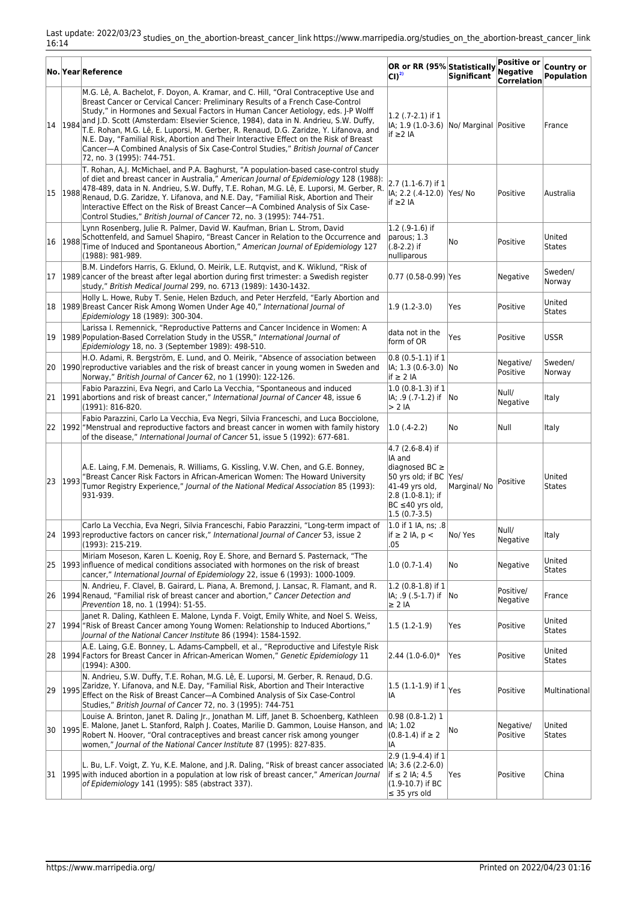| No. | Year | Reference | OR or RR (95% CI)[2] | Statistically Significant | Positive or Negative Correlation | Country or Population |
|---|---|---|---|---|---|---|
| 14 | 1984 | M.G. Lê, A. Bachelot, F. Doyon, A. Kramar, and C. Hill, "Oral Contraceptive Use and Breast Cancer or Cervical Cancer: Preliminary Results of a French Case-Control Study," in Hormones and Sexual Factors in Human Cancer Aetiology, eds. J-P Wolff and J.D. Scott (Amsterdam: Elsevier Science, 1984), data in N. Andrieu, S.W. Duffy, T.E. Rohan, M.G. Lê, E. Luporsi, M. Gerber, R. Renaud, D.G. Zaridze, Y. Lifanova, and N.E. Day, "Familial Risk, Abortion and Their Interactive Effect on the Risk of Breast Cancer—A Combined Analysis of Six Case-Control Studies," *British Journal of Cancer* 72, no. 3 (1995): 744-751. | 1.2 (.7-2.1) if 1 IA; 1.9 (1.0-3.6) if ≥2 IA | No/ Marginal | Positive | France |
| 15 | 1988 | T. Rohan, A.J. McMichael, and P.A. Baghurst, "A population-based case-control study of diet and breast cancer in Australia," *American Journal of Epidemiology* 128 (1988): 478-489, data in N. Andrieu, S.W. Duffy, T.E. Rohan, M.G. Lê, E. Luporsi, M. Gerber, R. Renaud, D.G. Zaridze, Y. Lifanova, and N.E. Day, "Familial Risk, Abortion and Their Interactive Effect on the Risk of Breast Cancer—A Combined Analysis of Six Case-Control Studies," *British Journal of Cancer* 72, no. 3 (1995): 744-751. | 2.7 (1.1-6.7) if 1 IA; 2.2 (.4-12.0) if ≥2 IA | Yes/ No | Positive | Australia |
| 16 | 1988 | Lynn Rosenberg, Julie R. Palmer, David W. Kaufman, Brian L. Strom, David Schottenfeld, and Samuel Shapiro, "Breast Cancer in Relation to the Occurrence and Time of Induced and Spontaneous Abortion," *American Journal of Epidemiology* 127 (1988): 981-989. | 1.2 (.9-1.6) if parous; 1.3 (.8-2.2) if nulliparous | No | Positive | United States |
| 17 | 1989 | B.M. Lindefors Harris, G. Eklund, O. Meirik, L.E. Rutqvist, and K. Wiklund, "Risk of cancer of the breast after legal abortion during first trimester: a Swedish register study," *British Medical Journal* 299, no. 6713 (1989): 1430-1432. | 0.77 (0.58-0.99) | Yes | Negative | Sweden/ Norway |
| 18 | 1989 | Holly L. Howe, Ruby T. Senie, Helen Bzduch, and Peter Herzfeld, "Early Abortion and Breast Cancer Risk Among Women Under Age 40," *International Journal of Epidemiology* 18 (1989): 300-304. | 1.9 (1.2-3.0) | Yes | Positive | United States |
| 19 | 1989 | Larissa I. Remennick, "Reproductive Patterns and Cancer Incidence in Women: A Population-Based Correlation Study in the USSR," *International Journal of Epidemiology* 18, no. 3 (September 1989): 498-510. | data not in the form of OR | Yes | Positive | USSR |
| 20 | 1990 | H.O. Adami, R. Bergström, E. Lund, and O. Meirik, "Absence of association between reproductive variables and the risk of breast cancer in young women in Sweden and Norway," *British Journal of Cancer* 62, no 1 (1990): 122-126. | 0.8 (0.5-1.1) if 1 IA; 1.3 (0.6-3.0) if ≥ 2 IA | No | Negative/ Positive | Sweden/ Norway |
| 21 | 1991 | Fabio Parazzini, Eva Negri, and Carlo La Vecchia, "Spontaneous and induced abortions and risk of breast cancer," *International Journal of Cancer* 48, issue 6 (1991): 816-820. | 1.0 (0.8-1.3) if 1 IA; .9 (.7-1.2) if > 2 IA | No | Null/ Negative | Italy |
| 22 | 1992 | Fabio Parazzini, Carlo La Vecchia, Eva Negri, Silvia Franceschi, and Luca Bocciolone, "Menstrual and reproductive factors and breast cancer in women with family history of the disease," *International Journal of Cancer* 51, issue 5 (1992): 677-681. | 1.0 (.4-2.2) | No | Null | Italy |
| 23 | 1993 | A.E. Laing, F.M. Demenais, R. Williams, G. Kissling, V.W. Chen, and G.E. Bonney, "Breast Cancer Risk Factors in African-American Women: The Howard University Tumor Registry Experience," *Journal of the National Medical Association* 85 (1993): 931-939. | 4.7 (2.6-8.4) if IA and diagnosed BC ≥ 50 yrs old; if BC 41-49 yrs old, 2.8 (1.0-8.1); if BC ≤40 yrs old, 1.5 (0.7-3.5) | Yes/ Marginal/ No | Positive | United States |
| 24 | 1993 | Carlo La Vecchia, Eva Negri, Silvia Franceschi, Fabio Parazzini, "Long-term impact of reproductive factors on cancer risk," *International Journal of Cancer* 53, issue 2 (1993): 215-219. | 1.0 if 1 IA, ns; .8 if ≥ 2 IA, p < .05 | No/ Yes | Null/ Negative | Italy |
| 25 | 1993 | Miriam Moseson, Karen L. Koenig, Roy E. Shore, and Bernard S. Pasternack, "The influence of medical conditions associated with hormones on the risk of breast cancer," *International Journal of Epidemiology* 22, issue 6 (1993): 1000-1009. | 1.0 (0.7-1.4) | No | Negative | United States |
| 26 | 1994 | N. Andrieu, F. Clavel, B. Gairard, L. Piana, A. Bremond, J. Lansac, R. Flamant, and R. Renaud, "Familial risk of breast cancer and abortion," *Cancer Detection and Prevention* 18, no. 1 (1994): 51-55. | 1.2 (0.8-1.8) if 1 IA; .9 (.5-1.7) if ≥ 2 IA | No | Positive/ Negative | France |
| 27 | 1994 | Janet R. Daling, Kathleen E. Malone, Lynda F. Voigt, Emily White, and Noel S. Weiss, "Risk of Breast Cancer among Young Women: Relationship to Induced Abortions," *Journal of the National Cancer Institute* 86 (1994): 1584-1592. | 1.5 (1.2-1.9) | Yes | Positive | United States |
| 28 | 1994 | A.E. Laing, G.E. Bonney, L. Adams-Campbell, et al., "Reproductive and Lifestyle Risk Factors for Breast Cancer in African-American Women," *Genetic Epidemiology* 11 (1994): A300. | 2.44 (1.0-6.0)* | Yes | Positive | United States |
| 29 | 1995 | N. Andrieu, S.W. Duffy, T.E. Rohan, M.G. Lê, E. Luporsi, M. Gerber, R. Renaud, D.G. Zaridze, Y. Lifanova, and N.E. Day, "Familial Risk, Abortion and Their Interactive Effect on the Risk of Breast Cancer—A Combined Analysis of Six Case-Control Studies," *British Journal of Cancer* 72, no. 3 (1995): 744-751 | 1.5 (1.1-1.9) if 1 IA | Yes | Positive | Multinational |
| 30 | 1995 | Louise A. Brinton, Janet R. Daling Jr., Jonathan M. Liff, Janet B. Schoenberg, Kathleen E. Malone, Janet L. Stanford, Ralph J. Coates, Marilie D. Gammon, Louise Hanson, and Robert N. Hoover, "Oral contraceptives and breast cancer risk among younger women," *Journal of the National Cancer Institute* 87 (1995): 827-835. | 0.98 (0.8-1.2) 1 IA; 1.02 (0.8-1.4) if ≥ 2 IA | No | Negative/ Positive | United States |
| 31 | 1995 | L. Bu, F.C. Voigt, Z. Yu, K.E. Malone, and J.R. Daling, "Risk of breast cancer associated with induced abortion in a population at low risk of breast cancer," *American Journal of Epidemiology* 141 (1995): S85 (abstract 337). | 2.9 (1.9-4.4) if 1 IA; 3.6 (2.2-6.0) if ≤ 2 IA; 4.5 (1.9-10.7) if BC ≤ 35 yrs old | Yes | Positive | China |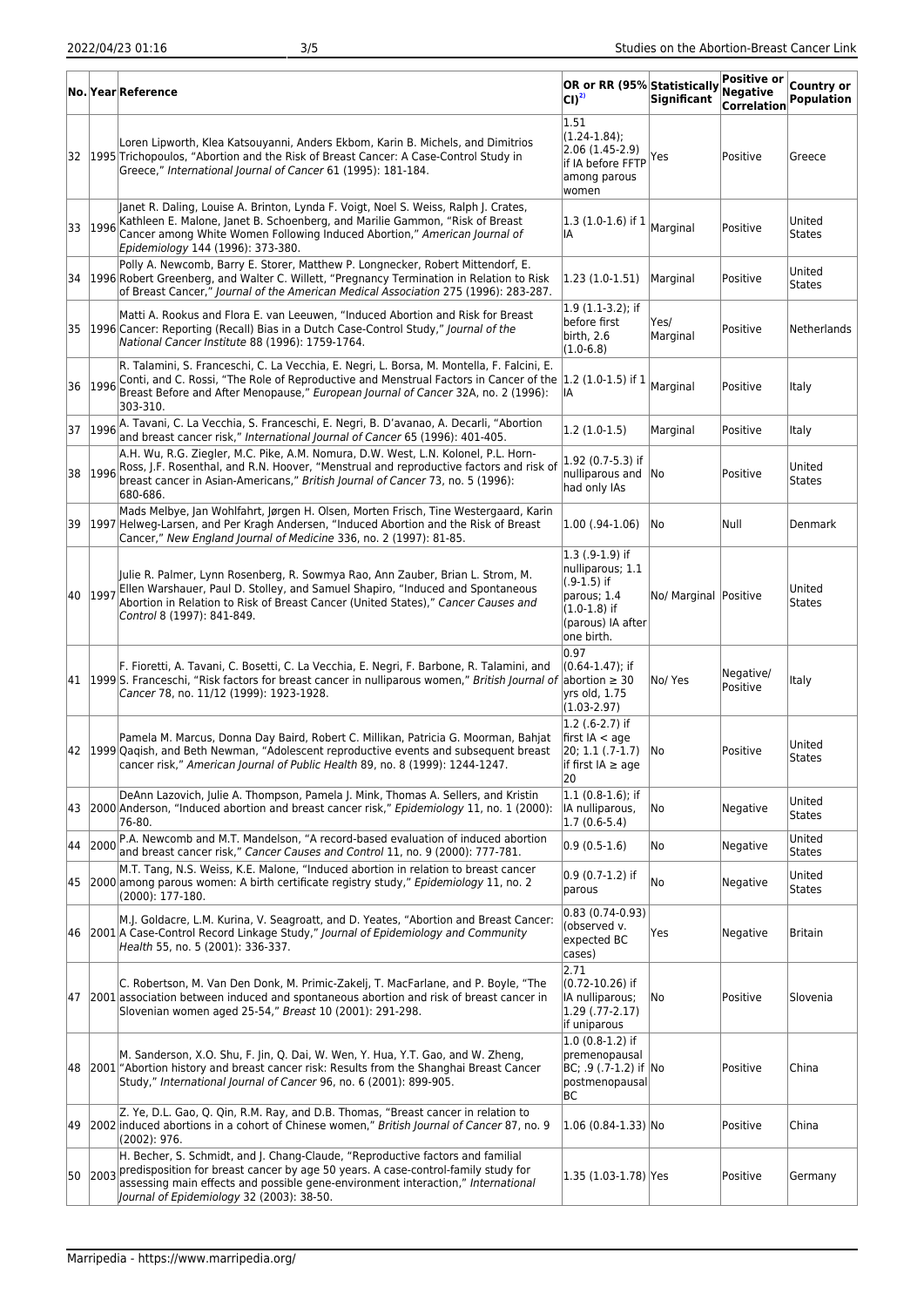| No. | Year | Reference | OR or RR (95% CI)[2] | Statistically Significant | Positive or Negative Correlation | Country or Population |
|---|---|---|---|---|---|---|
| 32 | 1995 | Loren Lipworth, Klea Katsouyanni, Anders Ekbom, Karin B. Michels, and Dimitrios Trichopoulos, "Abortion and the Risk of Breast Cancer: A Case-Control Study in Greece," *International Journal of Cancer* 61 (1995): 181-184. | 1.51 (1.24-1.84); 2.06 (1.45-2.9) if IA before FFTP among parous women | Yes | Positive | Greece |
| 33 | 1996 | Janet R. Daling, Louise A. Brinton, Lynda F. Voigt, Noel S. Weiss, Ralph J. Crates, Kathleen E. Malone, Janet B. Schoenberg, and Marilie Gammon, "Risk of Breast Cancer among White Women Following Induced Abortion," *American Journal of Epidemiology* 144 (1996): 373-380. | 1.3 (1.0-1.6) if 1 IA | Marginal | Positive | United States |
| 34 | 1996 | Polly A. Newcomb, Barry E. Storer, Matthew P. Longnecker, Robert Mittendorf, E. Robert Greenberg, and Walter C. Willett, "Pregnancy Termination in Relation to Risk of Breast Cancer," *Journal of the American Medical Association* 275 (1996): 283-287. | 1.23 (1.0-1.51) | Marginal | Positive | United States |
| 35 | 1996 | Matti A. Rookus and Flora E. van Leeuwen, "Induced Abortion and Risk for Breast Cancer: Reporting (Recall) Bias in a Dutch Case-Control Study," *Journal of the National Cancer Institute* 88 (1996): 1759-1764. | 1.9 (1.1-3.2); if before first birth, 2.6 (1.0-6.8) | Yes/ Marginal | Positive | Netherlands |
| 36 | 1996 | R. Talamini, S. Franceschi, C. La Vecchia, E. Negri, L. Borsa, M. Montella, F. Falcini, E. Conti, and C. Rossi, "The Role of Reproductive and Menstrual Factors in Cancer of the Breast Before and After Menopause," *European Journal of Cancer* 32A, no. 2 (1996): 303-310. | 1.2 (1.0-1.5) if 1 IA | Marginal | Positive | Italy |
| 37 | 1996 | A. Tavani, C. La Vecchia, S. Franceschi, E. Negri, B. D'avanao, A. Decarli, "Abortion and breast cancer risk," *International Journal of Cancer* 65 (1996): 401-405. | 1.2 (1.0-1.5) | Marginal | Positive | Italy |
| 38 | 1996 | A.H. Wu, R.G. Ziegler, M.C. Pike, A.M. Nomura, D.W. West, L.N. Kolonel, P.L. Horn-Ross, J.F. Rosenthal, and R.N. Hoover, "Menstrual and reproductive factors and risk of breast cancer in Asian-Americans," *British Journal of Cancer* 73, no. 5 (1996): 680-686. | 1.92 (0.7-5.3) if nulliparous and had only IAs | No | Positive | United States |
| 39 | 1997 | Mads Melbye, Jan Wohlfahrt, Jørgen H. Olsen, Morten Frisch, Tine Westergaard, Karin Helweg-Larsen, and Per Kragh Andersen, "Induced Abortion and the Risk of Breast Cancer," *New England Journal of Medicine* 336, no. 2 (1997): 81-85. | 1.00 (.94-1.06) | No | Null | Denmark |
| 40 | 1997 | Julie R. Palmer, Lynn Rosenberg, R. Sowmya Rao, Ann Zauber, Brian L. Strom, M. Ellen Warshauer, Paul D. Stolley, and Samuel Shapiro, "Induced and Spontaneous Abortion in Relation to Risk of Breast Cancer (United States)," *Cancer Causes and Control* 8 (1997): 841-849. | 1.3 (.9-1.9) if nulliparous; 1.1 (.9-1.5) if parous; 1.4 (1.0-1.8) if (parous) IA after one birth. | No/ Marginal | Positive | United States |
| 41 | 1999 | F. Fioretti, A. Tavani, C. Bosetti, C. La Vecchia, E. Negri, F. Barbone, R. Talamini, and S. Franceschi, "Risk factors for breast cancer in nulliparous women," *British Journal of Cancer* 78, no. 11/12 (1999): 1923-1928. | 0.97 (0.64-1.47); if abortion ≥ 30 yrs old, 1.75 (1.03-2.97) | No/ Yes | Negative/ Positive | Italy |
| 42 | 1999 | Pamela M. Marcus, Donna Day Baird, Robert C. Millikan, Patricia G. Moorman, Bahjat Qaqish, and Beth Newman, "Adolescent reproductive events and subsequent breast cancer risk," *American Journal of Public Health* 89, no. 8 (1999): 1244-1247. | 1.2 (.6-2.7) if first IA < age 20; 1.1 (.7-1.7) if first IA ≥ age 20 | No | Positive | United States |
| 43 | 2000 | DeAnn Lazovich, Julie A. Thompson, Pamela J. Mink, Thomas A. Sellers, and Kristin Anderson, "Induced abortion and breast cancer risk," *Epidemiology* 11, no. 1 (2000): 76-80. | 1.1 (0.8-1.6); if IA nulliparous, 1.7 (0.6-5.4) | No | Negative | United States |
| 44 | 2000 | P.A. Newcomb and M.T. Mandelson, "A record-based evaluation of induced abortion and breast cancer risk," *Cancer Causes and Control* 11, no. 9 (2000): 777-781. | 0.9 (0.5-1.6) | No | Negative | United States |
| 45 | 2000 | M.T. Tang, N.S. Weiss, K.E. Malone, "Induced abortion in relation to breast cancer among parous women: A birth certificate registry study," *Epidemiology* 11, no. 2 (2000): 177-180. | 0.9 (0.7-1.2) if parous | No | Negative | United States |
| 46 | 2001 | M.J. Goldacre, L.M. Kurina, V. Seagroatt, and D. Yeates, "Abortion and Breast Cancer: A Case-Control Record Linkage Study," *Journal of Epidemiology and Community Health* 55, no. 5 (2001): 336-337. | 0.83 (0.74-0.93) (observed v. expected BC cases) | Yes | Negative | Britain |
| 47 | 2001 | C. Robertson, M. Van Den Donk, M. Primic-Zakelj, T. MacFarlane, and P. Boyle, "The association between induced and spontaneous abortion and risk of breast cancer in Slovenian women aged 25-54," *Breast* 10 (2001): 291-298. | 2.71 (0.72-10.26) if IA nulliparous; 1.29 (.77-2.17) if uniparous | No | Positive | Slovenia |
| 48 | 2001 | M. Sanderson, X.O. Shu, F. Jin, Q. Dai, W. Wen, Y. Hua, Y.T. Gao, and W. Zheng, "Abortion history and breast cancer risk: Results from the Shanghai Breast Cancer Study," *International Journal of Cancer* 96, no. 6 (2001): 899-905. | 1.0 (0.8-1.2) if premenopausal BC; .9 (.7-1.2) if postmenopausal BC | No | Positive | China |
| 49 | 2002 | Z. Ye, D.L. Gao, Q. Qin, R.M. Ray, and D.B. Thomas, "Breast cancer in relation to induced abortions in a cohort of Chinese women," *British Journal of Cancer* 87, no. 9 (2002): 976. | 1.06 (0.84-1.33) | No | Positive | China |
| 50 | 2003 | H. Becher, S. Schmidt, and J. Chang-Claude, "Reproductive factors and familial predisposition for breast cancer by age 50 years. A case-control-family study for assessing main effects and possible gene-environment interaction," *International Journal of Epidemiology* 32 (2003): 38-50. | 1.35 (1.03-1.78) | Yes | Positive | Germany |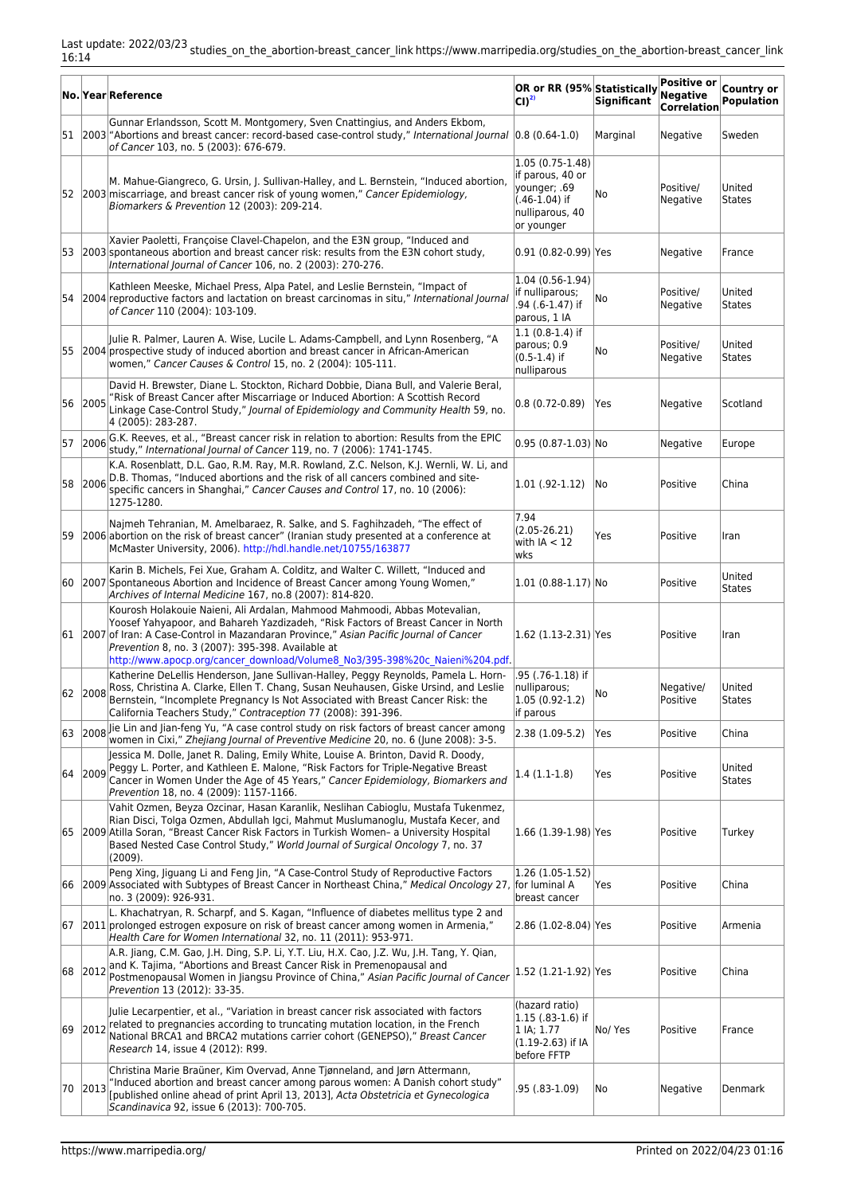| No. | Year | Reference | OR or RR (95% CI)[2] | Statistically Significant | Positive or Negative Correlation | Country or Population |
|---|---|---|---|---|---|---|
| 51 | 2003 | Gunnar Erlandsson, Scott M. Montgomery, Sven Cnattingius, and Anders Ekbom, "Abortions and breast cancer: record-based case-control study," *International Journal of Cancer* 103, no. 5 (2003): 676-679. | 0.8 (0.64-1.0) | Marginal | Negative | Sweden |
| 52 | 2003 | M. Mahue-Giangreco, G. Ursin, J. Sullivan-Halley, and L. Bernstein, "Induced abortion, miscarriage, and breast cancer risk of young women," *Cancer Epidemiology, Biomarkers & Prevention* 12 (2003): 209-214. | 1.05 (0.75-1.48) if parous, 40 or younger; .69 (.46-1.04) if nulliparous, 40 or younger | No | Positive/ Negative | United States |
| 53 | 2003 | Xavier Paoletti, Françoise Clavel-Chapelon, and the E3N group, "Induced and spontaneous abortion and breast cancer risk: results from the E3N cohort study, *International Journal of Cancer* 106, no. 2 (2003): 270-276. | 0.91 (0.82-0.99) | Yes | Negative | France |
| 54 | 2004 | Kathleen Meeske, Michael Press, Alpa Patel, and Leslie Bernstein, "Impact of reproductive factors and lactation on breast carcinomas in situ," *International Journal of Cancer* 110 (2004): 103-109. | 1.04 (0.56-1.94) if nulliparous; .94 (.6-1.47) if parous, 1 IA | No | Positive/ Negative | United States |
| 55 | 2004 | Julie R. Palmer, Lauren A. Wise, Lucile L. Adams-Campbell, and Lynn Rosenberg, "A prospective study of induced abortion and breast cancer in African-American women," *Cancer Causes & Control* 15, no. 2 (2004): 105-111. | 1.1 (0.8-1.4) if parous; 0.9 (0.5-1.4) if nulliparous | No | Positive/ Negative | United States |
| 56 | 2005 | David H. Brewster, Diane L. Stockton, Richard Dobbie, Diana Bull, and Valerie Beral, "Risk of Breast Cancer after Miscarriage or Induced Abortion: A Scottish Record Linkage Case-Control Study," *Journal of Epidemiology and Community Health* 59, no. 4 (2005): 283-287. | 0.8 (0.72-0.89) | Yes | Negative | Scotland |
| 57 | 2006 | G.K. Reeves, et al., "Breast cancer risk in relation to abortion: Results from the EPIC study," *International Journal of Cancer* 119, no. 7 (2006): 1741-1745. | 0.95 (0.87-1.03) | No | Negative | Europe |
| 58 | 2006 | K.A. Rosenblatt, D.L. Gao, R.M. Ray, M.R. Rowland, Z.C. Nelson, K.J. Wernli, W. Li, and D.B. Thomas, "Induced abortions and the risk of all cancers combined and site-specific cancers in Shanghai," *Cancer Causes and Control* 17, no. 10 (2006): 1275-1280. | 1.01 (.92-1.12) | No | Positive | China |
| 59 | 2006 | Najmeh Tehranian, M. Amelbaraez, R. Salke, and S. Faghihzadeh, "The effect of abortion on the risk of breast cancer" (Iranian study presented at a conference at McMaster University, 2006). http://hdl.handle.net/10755/163877 | 7.94 (2.05-26.21) with IA < 12 wks | Yes | Positive | Iran |
| 60 | 2007 | Karin B. Michels, Fei Xue, Graham A. Colditz, and Walter C. Willett, "Induced and Spontaneous Abortion and Incidence of Breast Cancer among Young Women," *Archives of Internal Medicine* 167, no.8 (2007): 814-820. | 1.01 (0.88-1.17) | No | Positive | United States |
| 61 | 2007 | Kourosh Holakouie Naieni, Ali Ardalan, Mahmood Mahmoodi, Abbas Motevalian, Yoosef Yahyapoor, and Bahareh Yazdizadeh, "Risk Factors of Breast Cancer in North of Iran: A Case-Control in Mazandaran Province," *Asian Pacific Journal of Cancer Prevention* 8, no. 3 (2007): 395-398. Available at http://www.apocp.org/cancer_download/Volume8_No3/395-398%20c_Naieni%204.pdf. | 1.62 (1.13-2.31) | Yes | Positive | Iran |
| 62 | 2008 | Katherine DeLellis Henderson, Jane Sullivan-Halley, Peggy Reynolds, Pamela L. Horn-Ross, Christina A. Clarke, Ellen T. Chang, Susan Neuhausen, Giske Ursind, and Leslie Bernstein, "Incomplete Pregnancy Is Not Associated with Breast Cancer Risk: the California Teachers Study," *Contraception* 77 (2008): 391-396. | .95 (.76-1.18) if nulliparous; 1.05 (0.92-1.2) if parous | No | Negative/ Positive | United States |
| 63 | 2008 | Jie Lin and Jian-feng Yu, "A case control study on risk factors of breast cancer among women in Cixi," *Zhejiang Journal of Preventive Medicine* 20, no. 6 (June 2008): 3-5. | 2.38 (1.09-5.2) | Yes | Positive | China |
| 64 | 2009 | Jessica M. Dolle, Janet R. Daling, Emily White, Louise A. Brinton, David R. Doody, Peggy L. Porter, and Kathleen E. Malone, "Risk Factors for Triple-Negative Breast Cancer in Women Under the Age of 45 Years," *Cancer Epidemiology, Biomarkers and Prevention* 18, no. 4 (2009): 1157-1166. | 1.4 (1.1-1.8) | Yes | Positive | United States |
| 65 | 2009 | Vahit Ozmen, Beyza Ozcinar, Hasan Karanlik, Neslihan Cabioglu, Mustafa Tukenmez, Rian Disci, Tolga Ozmen, Abdullah Igci, Mahmut Muslumanoglu, Mustafa Kecer, and Atilla Soran, "Breast Cancer Risk Factors in Turkish Women– a University Hospital Based Nested Case Control Study," *World Journal of Surgical Oncology* 7, no. 37 (2009). | 1.66 (1.39-1.98) | Yes | Positive | Turkey |
| 66 | 2009 | Peng Xing, Jiguang Li and Feng Jin, "A Case-Control Study of Reproductive Factors Associated with Subtypes of Breast Cancer in Northeast China," *Medical Oncology* 27, no. 3 (2009): 926-931. | 1.26 (1.05-1.52) for luminal A breast cancer | Yes | Positive | China |
| 67 | 2011 | L. Khachatryan, R. Scharpf, and S. Kagan, "Influence of diabetes mellitus type 2 and prolonged estrogen exposure on risk of breast cancer among women in Armenia," *Health Care for Women International* 32, no. 11 (2011): 953-971. | 2.86 (1.02-8.04) | Yes | Positive | Armenia |
| 68 | 2012 | A.R. Jiang, C.M. Gao, J.H. Ding, S.P. Li, Y.T. Liu, H.X. Cao, J.Z. Wu, J.H. Tang, Y. Qian, and K. Tajima, "Abortions and Breast Cancer Risk in Premenopausal and Postmenopausal Women in Jiangsu Province of China," *Asian Pacific Journal of Cancer Prevention* 13 (2012): 33-35. | 1.52 (1.21-1.92) | Yes | Positive | China |
| 69 | 2012 | Julie Lecarpentier, et al., "Variation in breast cancer risk associated with factors related to pregnancies according to truncating mutation location, in the French National BRCA1 and BRCA2 mutations carrier cohort (GENEPSO)," *Breast Cancer Research* 14, issue 4 (2012): R99. | (hazard ratio) 1.15 (.83-1.6) if 1 IA; 1.77 (1.19-2.63) if IA before FFTP | No/ Yes | Positive | France |
| 70 | 2013 | Christina Marie Braüner, Kim Overvad, Anne Tjønneland, and Jørn Attermann, "Induced abortion and breast cancer among parous women: A Danish cohort study" [published online ahead of print April 13, 2013], *Acta Obstetricia et Gynecologica Scandinavica* 92, issue 6 (2013): 700-705. | .95 (.83-1.09) | No | Negative | Denmark |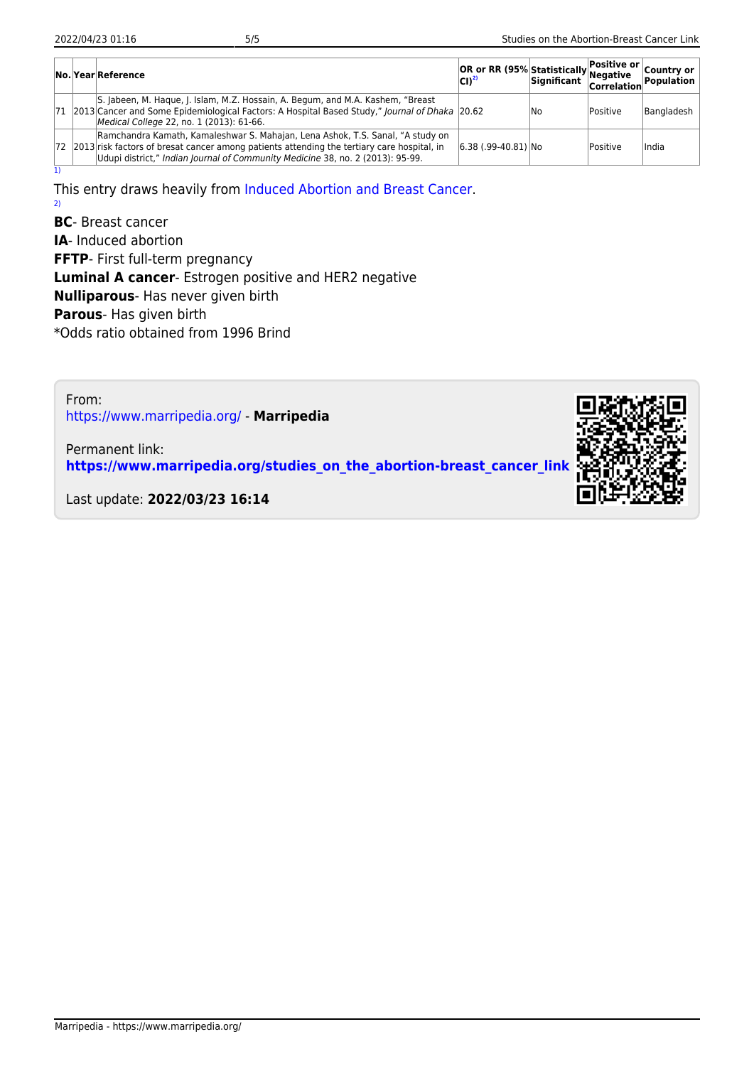| No. | Year | Reference | OR or RR (95% CI)[2] | Statistically Significant | Positive or Negative Correlation | Country or Population |
|---|---|---|---|---|---|---|
| 71 | 2013 | S. Jabeen, M. Haque, J. Islam, M.Z. Hossain, A. Begum, and M.A. Kashem, "Breast Cancer and Some Epidemiological Factors: A Hospital Based Study," *Journal of Dhaka Medical College* 22, no. 1 (2013): 61-66. | 20.62 | No | Positive | Bangladesh |
| 72 | 2013 | Ramchandra Kamath, Kamaleshwar S. Mahajan, Lena Ashok, T.S. Sanal, "A study on risk factors of bresat cancer among patients attending the tertiary care hospital, in Udupi district," *Indian Journal of Community Medicine* 38, no. 2 (2013): 95-99. | 6.38 (.99-40.81) | No | Positive | India |

[1]

This entry draws heavily from Induced Abortion and Breast Cancer.

[2]

**BC**- Breast cancer

**IA**- Induced abortion

**FFTP**- First full-term pregnancy

**Luminal A cancer**- Estrogen positive and HER2 negative

**Nulliparous**- Has never given birth

**Parous**- Has given birth

*Odds ratio obtained from 1996 Brind

From:
https://www.marripedia.org/ - **Marripedia**

Permanent link:
**https://www.marripedia.org/studies_on_the_abortion-breast_cancer_link**

Last update: **2022/03/23 16:14**